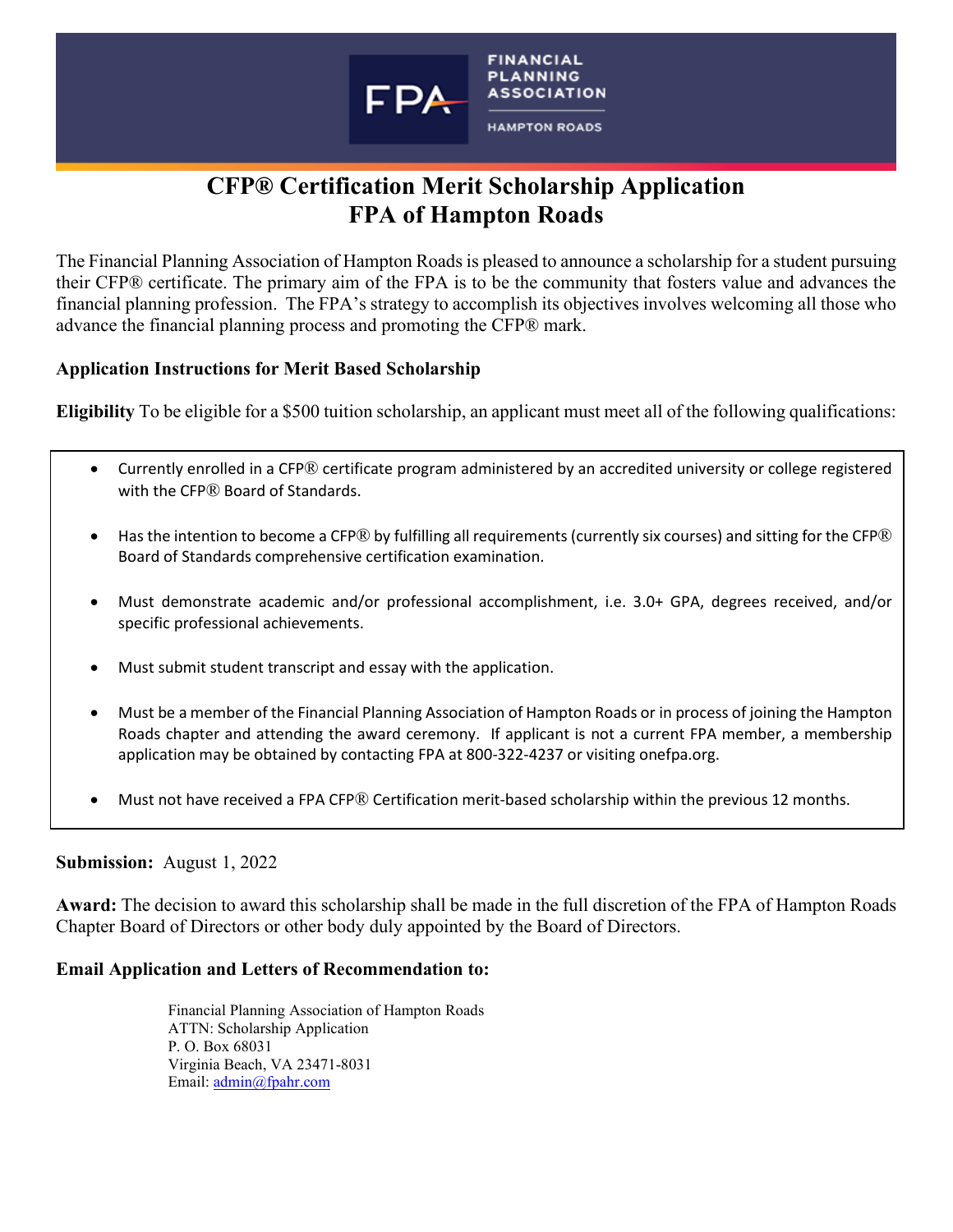# CFP® Certification Merit Scholarship Application
# FPA of Hampton Roads

The Financial Planning Association of Hampton Roads is pleased to announce a scholarship for a student pursuing their CFP® certificate. The primary aim of the FPA is to be the community that fosters value and advances the financial planning profession. The FPA's strategy to accomplish its objectives involves welcoming all those who advance the financial planning process and promoting the CFP® mark.

**Application Instructions for Merit Based Scholarship**

**Eligibility** To be eligible for a $500 tuition scholarship, an applicant must meet all of the following qualifications:

- Currently enrolled in a CFP® certificate program administered by an accredited university or college registered with the CFP® Board of Standards.
- Has the intention to become a CFP® by fulfilling all requirements (currently six courses) and sitting for the CFP® Board of Standards comprehensive certification examination.
- Must demonstrate academic and/or professional accomplishment, i.e. 3.0+ GPA, degrees received, and/or specific professional achievements.
- Must submit student transcript and essay with the application.
- Must be a member of the Financial Planning Association of Hampton Roads or in process of joining the Hampton Roads chapter and attending the award ceremony. If applicant is not a current FPA member, a membership application may be obtained by contacting FPA at 800-322-4237 or visiting onefpa.org.
- Must not have received a FPA CFP® Certification merit-based scholarship within the previous 12 months.

**Submission:** August 1, 2022

**Award:** The decision to award this scholarship shall be made in the full discretion of the FPA of Hampton Roads Chapter Board of Directors or other body duly appointed by the Board of Directors.

**Email Application and Letters of Recommendation to:**

Financial Planning Association of Hampton Roads
ATTN: Scholarship Application
P. O. Box 68031
Virginia Beach, VA 23471-8031
Email: admin@fpahr.com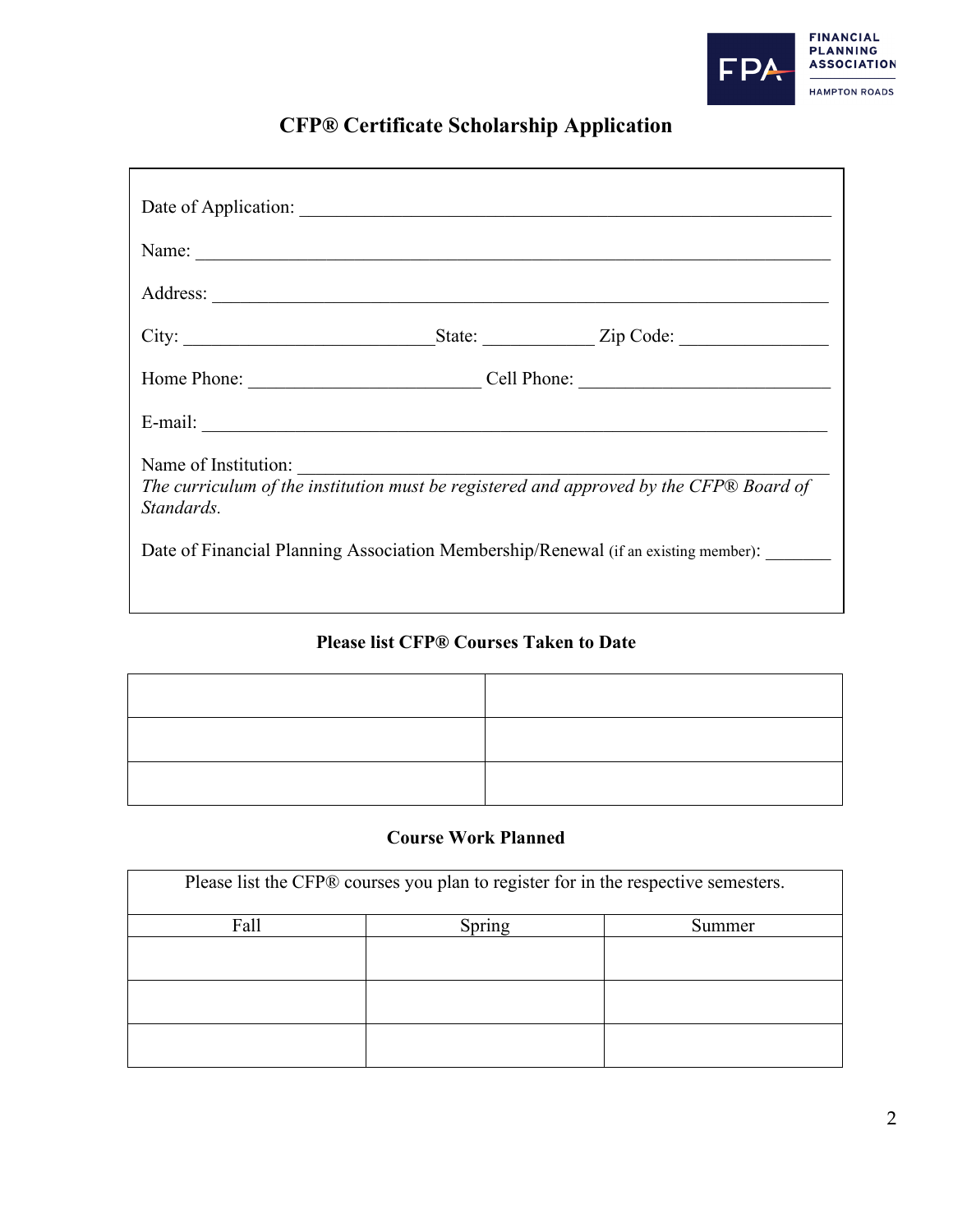# CFP® Certificate Scholarship Application

Date of Application: ___________________________________________________________

Name: _________________________________________________________________________

Address: _______________________________________________________________________

City: ____________________________State: ____________ Zip Code: ________________

Home Phone: _________________________ Cell Phone: ___________________________

E-mail: _________________________________________________________________________

Name of Institution: ______________________________________________________________
*The curriculum of the institution must be registered and approved by the CFP® Board of Standards.*

Date of Financial Planning Association Membership/Renewal (if an existing member): _______

## Please list CFP® Courses Taken to Date

| | |
|---|---|
| | |
| | |
| | |

## Course Work Planned

| Please list the CFP® courses you plan to register for in the respective semesters. | | |
|---|---|---|
| Fall | Spring | Summer |
| | | |
| | | |
| | | |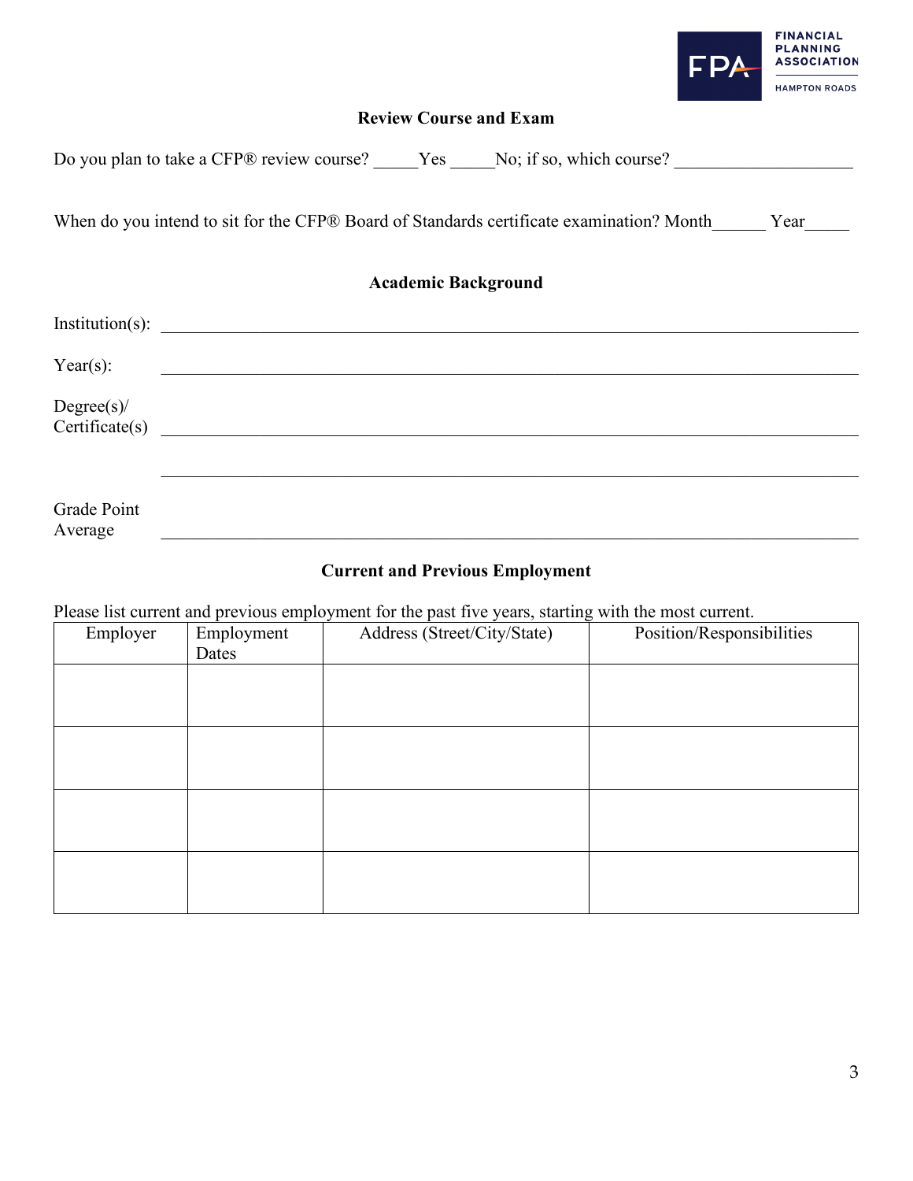## Review Course and Exam

Do you plan to take a CFP® review course? _____Yes _____No; if so, which course? ____________________

When do you intend to sit for the CFP® Board of Standards certificate examination? Month______ Year_____

## Academic Background

Institution(s): ________________________________________________________________

Year(s): ________________________________________________________________

Degree(s)/ Certificate(s) ________________________________________________________________

________________________________________________________________

Grade Point Average ________________________________________________________________

## Current and Previous Employment

Please list current and previous employment for the past five years, starting with the most current.

| Employer | Employment Dates | Address (Street/City/State) | Position/Responsibilities |
|---|---|---|---|
| | | | |
| | | | |
| | | | |
| | | | |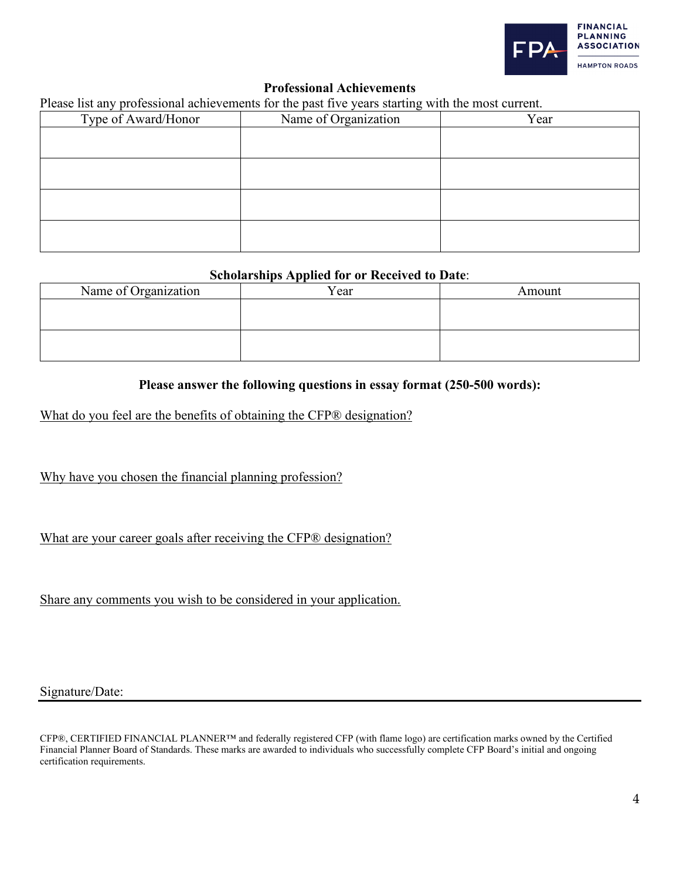## Professional Achievements

Please list any professional achievements for the past five years starting with the most current.

| Type of Award/Honor | Name of Organization | Year |
|---|---|---|
| | | |
| | | |
| | | |
| | | |

## Scholarships Applied for or Received to Date:

| Name of Organization | Year | Amount |
|---|---|---|
| | | |
| | | |

**Please answer the following questions in essay format (250-500 words):**

What do you feel are the benefits of obtaining the CFP® designation?

Why have you chosen the financial planning profession?

What are your career goals after receiving the CFP® designation?

Share any comments you wish to be considered in your application.

Signature/Date:

CFP®, CERTIFIED FINANCIAL PLANNER™ and federally registered CFP (with flame logo) are certification marks owned by the Certified Financial Planner Board of Standards. These marks are awarded to individuals who successfully complete CFP Board's initial and ongoing certification requirements.